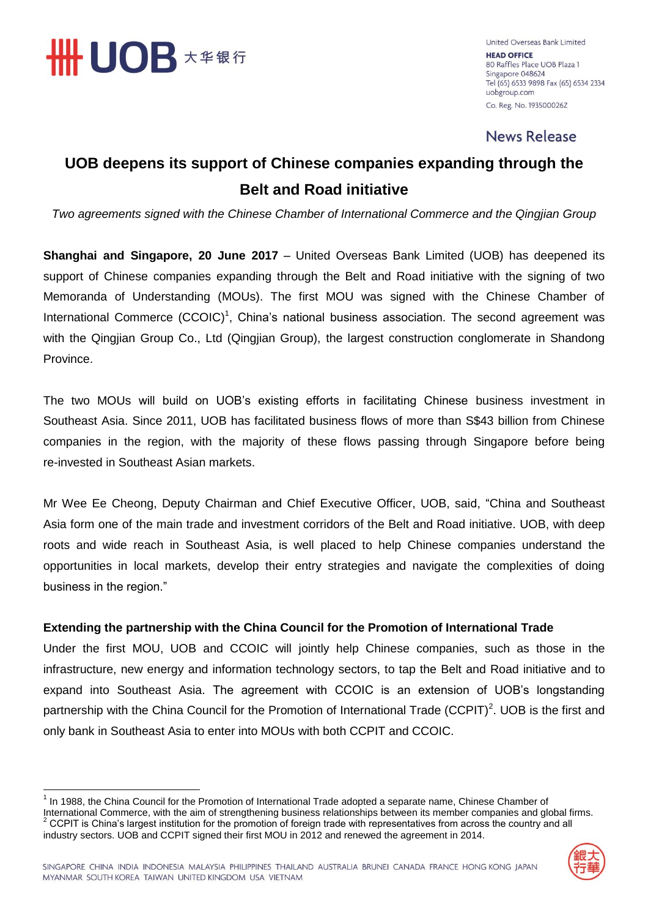United Overseas Bank Limited
**HEAD OFFICE**
80 Raffles Place UOB Plaza 1
Singapore 048624
Tel (65) 6533 9898 Fax (65) 6534 2334
uobgroup.com
Co. Reg. No. 193500026Z

News Release

# UOB deepens its support of Chinese companies expanding through the Belt and Road initiative

*Two agreements signed with the Chinese Chamber of International Commerce and the Qingjian Group*

**Shanghai and Singapore, 20 June 2017** – United Overseas Bank Limited (UOB) has deepened its support of Chinese companies expanding through the Belt and Road initiative with the signing of two Memoranda of Understanding (MOUs). The first MOU was signed with the Chinese Chamber of International Commerce (CCOIC)[1], China's national business association. The second agreement was with the Qingjian Group Co., Ltd (Qingjian Group), the largest construction conglomerate in Shandong Province.

The two MOUs will build on UOB's existing efforts in facilitating Chinese business investment in Southeast Asia. Since 2011, UOB has facilitated business flows of more than S$43 billion from Chinese companies in the region, with the majority of these flows passing through Singapore before being re-invested in Southeast Asian markets.

Mr Wee Ee Cheong, Deputy Chairman and Chief Executive Officer, UOB, said, "China and Southeast Asia form one of the main trade and investment corridors of the Belt and Road initiative. UOB, with deep roots and wide reach in Southeast Asia, is well placed to help Chinese companies understand the opportunities in local markets, develop their entry strategies and navigate the complexities of doing business in the region."

## Extending the partnership with the China Council for the Promotion of International Trade

Under the first MOU, UOB and CCOIC will jointly help Chinese companies, such as those in the infrastructure, new energy and information technology sectors, to tap the Belt and Road initiative and to expand into Southeast Asia. The agreement with CCOIC is an extension of UOB's longstanding partnership with the China Council for the Promotion of International Trade (CCPIT)[2]. UOB is the first and only bank in Southeast Asia to enter into MOUs with both CCPIT and CCOIC.

---

[1] In 1988, the China Council for the Promotion of International Trade adopted a separate name, Chinese Chamber of International Commerce, with the aim of strengthening business relationships between its member companies and global firms.
[2] CCPIT is China's largest institution for the promotion of foreign trade with representatives from across the country and all industry sectors. UOB and CCPIT signed their first MOU in 2012 and renewed the agreement in 2014.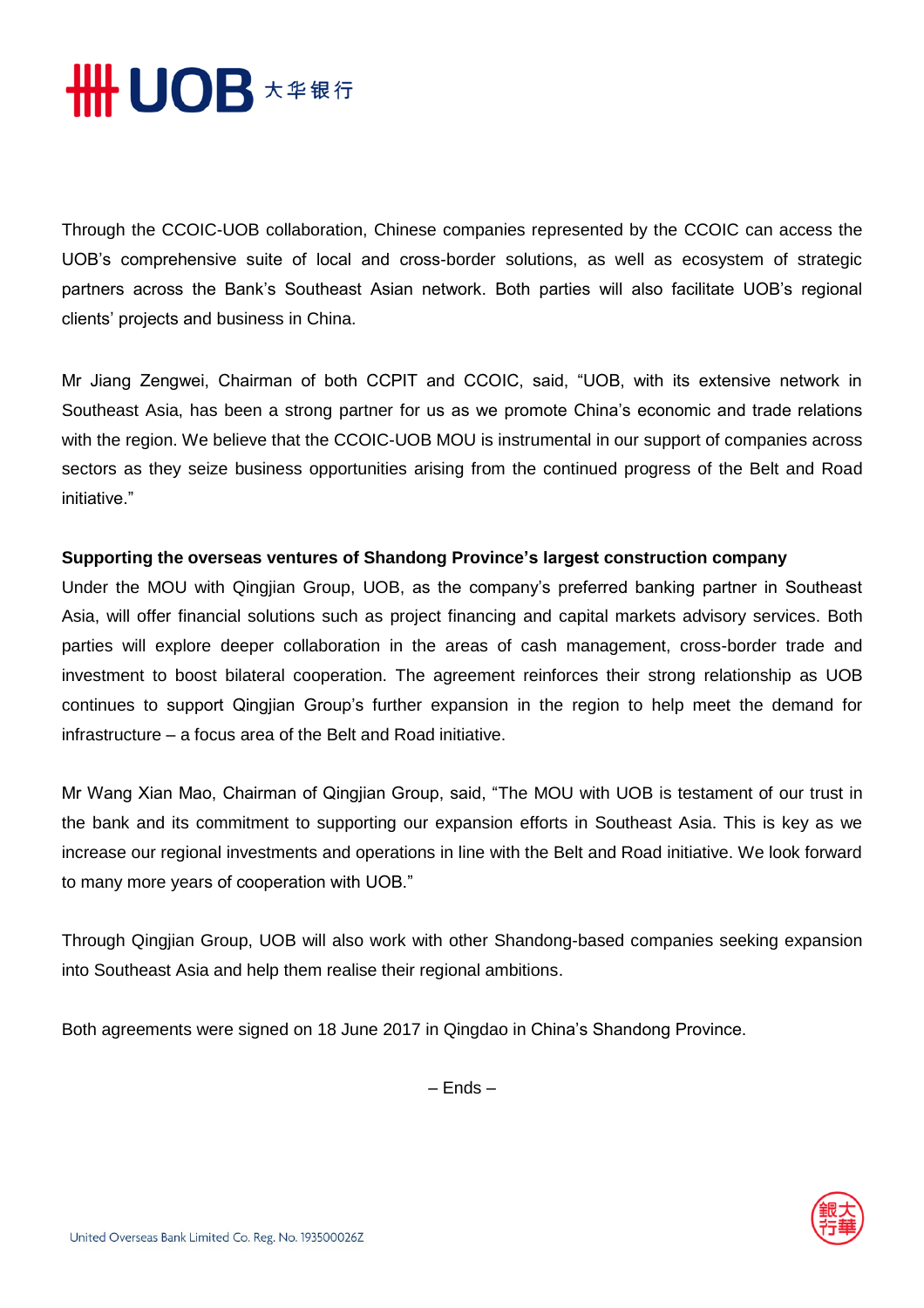Through the CCOIC-UOB collaboration, Chinese companies represented by the CCOIC can access the UOB's comprehensive suite of local and cross-border solutions, as well as ecosystem of strategic partners across the Bank's Southeast Asian network. Both parties will also facilitate UOB's regional clients' projects and business in China.

Mr Jiang Zengwei, Chairman of both CCPIT and CCOIC, said, "UOB, with its extensive network in Southeast Asia, has been a strong partner for us as we promote China's economic and trade relations with the region. We believe that the CCOIC-UOB MOU is instrumental in our support of companies across sectors as they seize business opportunities arising from the continued progress of the Belt and Road initiative."

**Supporting the overseas ventures of Shandong Province's largest construction company**

Under the MOU with Qingjian Group, UOB, as the company's preferred banking partner in Southeast Asia, will offer financial solutions such as project financing and capital markets advisory services. Both parties will explore deeper collaboration in the areas of cash management, cross-border trade and investment to boost bilateral cooperation. The agreement reinforces their strong relationship as UOB continues to support Qingjian Group's further expansion in the region to help meet the demand for infrastructure – a focus area of the Belt and Road initiative.

Mr Wang Xian Mao, Chairman of Qingjian Group, said, "The MOU with UOB is testament of our trust in the bank and its commitment to supporting our expansion efforts in Southeast Asia. This is key as we increase our regional investments and operations in line with the Belt and Road initiative. We look forward to many more years of cooperation with UOB."

Through Qingjian Group, UOB will also work with other Shandong-based companies seeking expansion into Southeast Asia and help them realise their regional ambitions.

Both agreements were signed on 18 June 2017 in Qingdao in China's Shandong Province.

– Ends –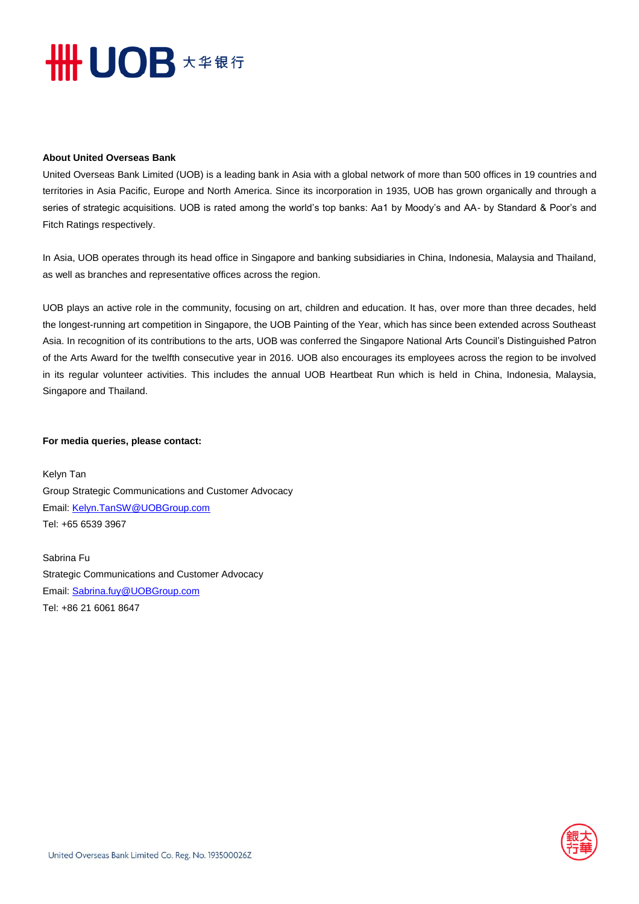**About United Overseas Bank**

United Overseas Bank Limited (UOB) is a leading bank in Asia with a global network of more than 500 offices in 19 countries and territories in Asia Pacific, Europe and North America. Since its incorporation in 1935, UOB has grown organically and through a series of strategic acquisitions. UOB is rated among the world's top banks: Aa1 by Moody's and AA- by Standard & Poor's and Fitch Ratings respectively.

In Asia, UOB operates through its head office in Singapore and banking subsidiaries in China, Indonesia, Malaysia and Thailand, as well as branches and representative offices across the region.

UOB plays an active role in the community, focusing on art, children and education. It has, over more than three decades, held the longest-running art competition in Singapore, the UOB Painting of the Year, which has since been extended across Southeast Asia. In recognition of its contributions to the arts, UOB was conferred the Singapore National Arts Council's Distinguished Patron of the Arts Award for the twelfth consecutive year in 2016. UOB also encourages its employees across the region to be involved in its regular volunteer activities. This includes the annual UOB Heartbeat Run which is held in China, Indonesia, Malaysia, Singapore and Thailand.

**For media queries, please contact:**

Kelyn Tan
Group Strategic Communications and Customer Advocacy
Email: Kelyn.TanSW@UOBGroup.com
Tel: +65 6539 3967

Sabrina Fu
Strategic Communications and Customer Advocacy
Email: Sabrina.fuy@UOBGroup.com
Tel: +86 21 6061 8647